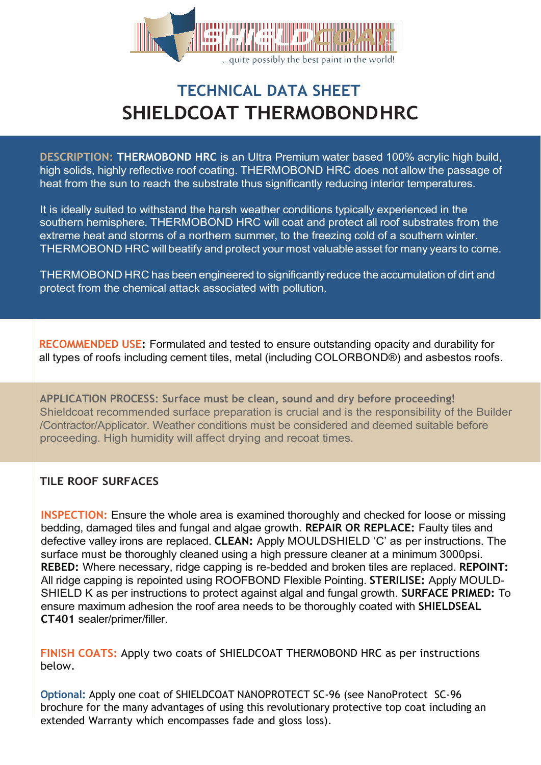...quite possibly the best paint in the world!

# TECHNICAL DATA SHEET

# SHIELDCOAT THERMOBONDHRC

**DESCRIPTION:** **THERMOBOND HRC** is an Ultra Premium water based 100% acrylic high build, high solids, highly reflective roof coating. THERMOBOND HRC does not allow the passage of heat from the sun to reach the substrate thus significantly reducing interior temperatures.

It is ideally suited to withstand the harsh weather conditions typically experienced in the southern hemisphere. THERMOBOND HRC will coat and protect all roof substrates from the extreme heat and storms of a northern summer, to the freezing cold of a southern winter. THERMOBOND HRC will beatify and protect your most valuable asset for many years to come.

THERMOBOND HRC has been engineered to significantly reduce the accumulation of dirt and protect from the chemical attack associated with pollution.

**RECOMMENDED USE:** Formulated and tested to ensure outstanding opacity and durability for all types of roofs including cement tiles, metal (including COLORBOND®) and asbestos roofs.

**APPLICATION PROCESS: Surface must be clean, sound and dry before proceeding!** Shieldcoat recommended surface preparation is crucial and is the responsibility of the Builder /Contractor/Applicator. Weather conditions must be considered and deemed suitable before proceeding. High humidity will affect drying and recoat times.

## TILE ROOF SURFACES

**INSPECTION:** Ensure the whole area is examined thoroughly and checked for loose or missing bedding, damaged tiles and fungal and algae growth. **REPAIR OR REPLACE:** Faulty tiles and defective valley irons are replaced. **CLEAN:** Apply MOULDSHIELD 'C' as per instructions. The surface must be thoroughly cleaned using a high pressure cleaner at a minimum 3000psi. **REBED:** Where necessary, ridge capping is re-bedded and broken tiles are replaced. **REPOINT:** All ridge capping is repointed using ROOFBOND Flexible Pointing. **STERILISE:** Apply MOULD-SHIELD K as per instructions to protect against algal and fungal growth. **SURFACE PRIMED:** To ensure maximum adhesion the roof area needs to be thoroughly coated with **SHIELDSEAL CT401** sealer/primer/filler.

**FINISH COATS:** Apply two coats of SHIELDCOAT THERMOBOND HRC as per instructions below.

**Optional:** Apply one coat of SHIELDCOAT NANOPROTECT SC-96 (see NanoProtect SC-96 brochure for the many advantages of using this revolutionary protective top coat including an extended Warranty which encompasses fade and gloss loss).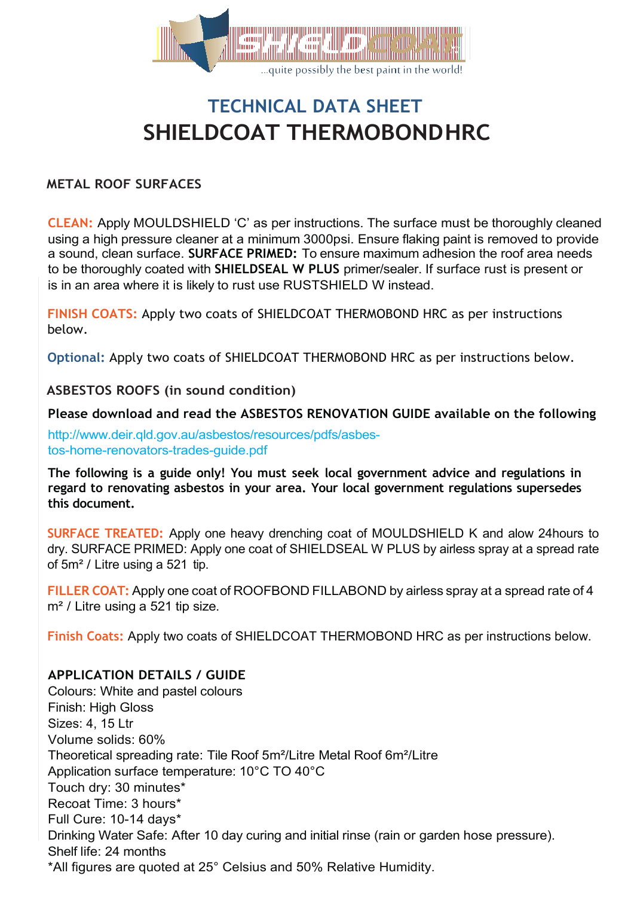# TECHNICAL DATA SHEET
# SHIELDCOAT THERMOBONDHRC

## METAL ROOF SURFACES

**CLEAN:** Apply MOULDSHIELD 'C' as per instructions. The surface must be thoroughly cleaned using a high pressure cleaner at a minimum 3000psi. Ensure flaking paint is removed to provide a sound, clean surface. **SURFACE PRIMED:** To ensure maximum adhesion the roof area needs to be thoroughly coated with **SHIELDSEAL W PLUS** primer/sealer. If surface rust is present or is in an area where it is likely to rust use RUSTSHIELD W instead.

**FINISH COATS:** Apply two coats of SHIELDCOAT THERMOBOND HRC as per instructions below.

**Optional:** Apply two coats of SHIELDCOAT THERMOBOND HRC as per instructions below.

## ASBESTOS ROOFS (in sound condition)

**Please download and read the ASBESTOS RENOVATION GUIDE available on the following**

http://www.deir.qld.gov.au/asbestos/resources/pdfs/asbestos-home-renovators-trades-guide.pdf

**The following is a guide only! You must seek local government advice and regulations in regard to renovating asbestos in your area. Your local government regulations supersedes this document.**

**SURFACE TREATED:** Apply one heavy drenching coat of MOULDSHIELD K and alow 24hours to dry. SURFACE PRIMED: Apply one coat of SHIELDSEAL W PLUS by airless spray at a spread rate of 5m² / Litre using a 521 tip.

**FILLER COAT:** Apply one coat of ROOFBOND FILLABOND by airless spray at a spread rate of 4 m² / Litre using a 521 tip size.

**Finish Coats:** Apply two coats of SHIELDCOAT THERMOBOND HRC as per instructions below.

## APPLICATION DETAILS / GUIDE

Colours: White and pastel colours
Finish: High Gloss
Sizes: 4, 15 Ltr
Volume solids: 60%
Theoretical spreading rate: Tile Roof 5m²/Litre Metal Roof 6m²/Litre
Application surface temperature: 10°C TO 40°C
Touch dry: 30 minutes*
Recoat Time: 3 hours*
Full Cure: 10-14 days*
Drinking Water Safe: After 10 day curing and initial rinse (rain or garden hose pressure).
Shelf life: 24 months
*All figures are quoted at 25° Celsius and 50% Relative Humidity.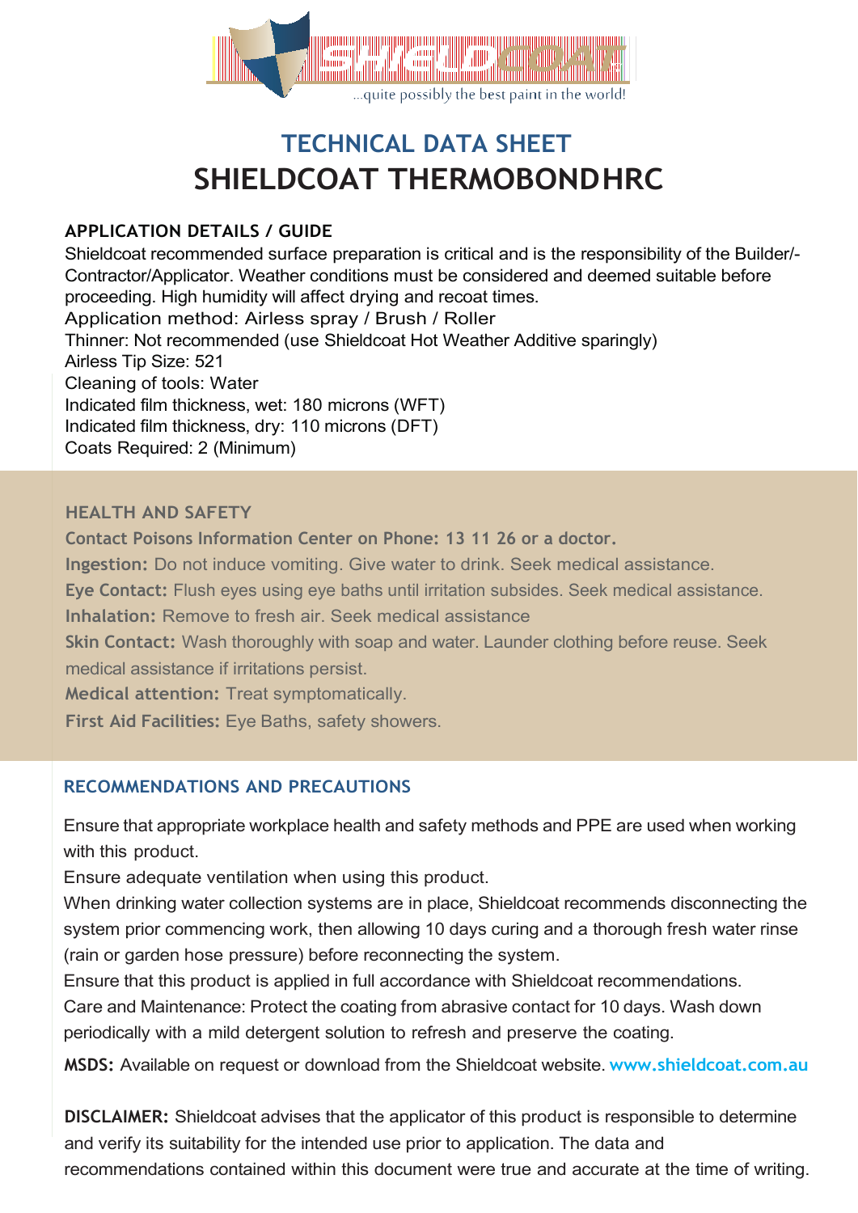# TECHNICAL DATA SHEET

# SHIELDCOAT THERMOBONDHRC

## APPLICATION DETAILS / GUIDE

Shieldcoat recommended surface preparation is critical and is the responsibility of the Builder/-Contractor/Applicator. Weather conditions must be considered and deemed suitable before proceeding. High humidity will affect drying and recoat times.

Application method: Airless spray / Brush / Roller

Thinner: Not recommended (use Shieldcoat Hot Weather Additive sparingly)

Airless Tip Size: 521

Cleaning of tools: Water

Indicated film thickness, wet: 180 microns (WFT)

Indicated film thickness, dry: 110 microns (DFT)

Coats Required: 2 (Minimum)

## HEALTH AND SAFETY

**Contact Poisons Information Center on Phone: 13 11 26 or a doctor.**

**Ingestion:** Do not induce vomiting. Give water to drink. Seek medical assistance.

**Eye Contact:** Flush eyes using eye baths until irritation subsides. Seek medical assistance.

**Inhalation:** Remove to fresh air. Seek medical assistance

**Skin Contact:** Wash thoroughly with soap and water. Launder clothing before reuse. Seek medical assistance if irritations persist.

**Medical attention:** Treat symptomatically.

**First Aid Facilities:** Eye Baths, safety showers.

## RECOMMENDATIONS AND PRECAUTIONS

Ensure that appropriate workplace health and safety methods and PPE are used when working with this product.

Ensure adequate ventilation when using this product.

When drinking water collection systems are in place, Shieldcoat recommends disconnecting the system prior commencing work, then allowing 10 days curing and a thorough fresh water rinse (rain or garden hose pressure) before reconnecting the system.

Ensure that this product is applied in full accordance with Shieldcoat recommendations.

Care and Maintenance: Protect the coating from abrasive contact for 10 days. Wash down periodically with a mild detergent solution to refresh and preserve the coating.

**MSDS:** Available on request or download from the Shieldcoat website. **www.shieldcoat.com.au**

**DISCLAIMER:** Shieldcoat advises that the applicator of this product is responsible to determine and verify its suitability for the intended use prior to application. The data and recommendations contained within this document were true and accurate at the time of writing.